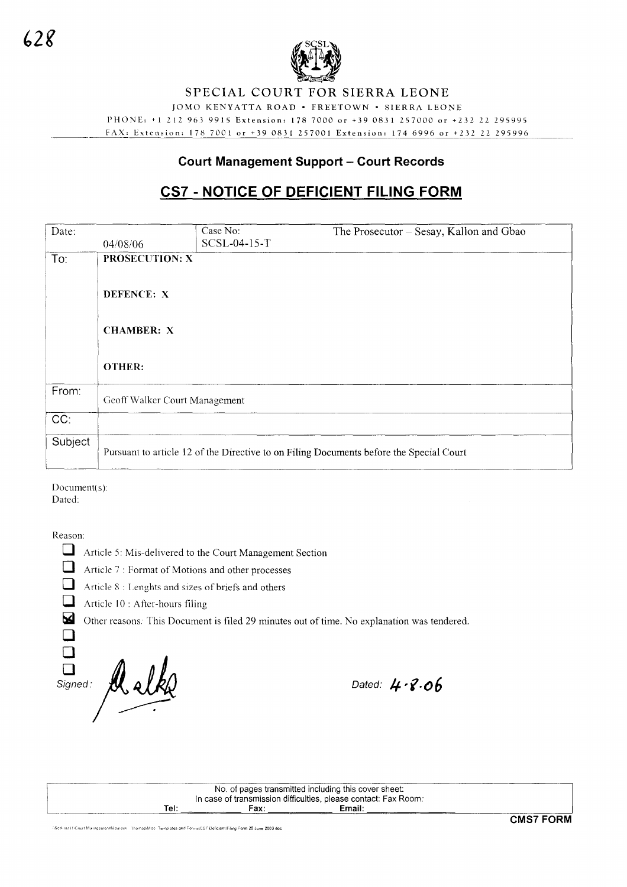# SPECIAL COURT FOR SIERRA LEONE

JOMO KENYATTA ROAD • FREETOWN • SIERRA LEONE

PHONE: +1 212 963 9915 Extension: 178 7000 or +39 0831 257000 or +232 22 295995

FAX: Extension: 178 7001 or +39 0831 257001 Extension: 174 6996 or +232 22 295996

## Court Management Support – Court Records

## CS7 - NOTICE OF DEFICIENT FILING FORM

| Date: 04/08/06 | Case No: SCSL-04-15-T | The Prosecutor – Sesay, Kallon and Gbao |
|---|---|---|
| To: | **PROSECUTION: X**<br><br>**DEFENCE: X**<br><br>**CHAMBER: X**<br><br>**OTHER:** | |
| From: | Geoff Walker Court Management | |
| CC: | | |
| Subject | Pursuant to article 12 of the Directive to on Filing Documents before the Special Court | |

Document(s):
Dated:

Reason:

- ☐ Article 5: Mis-delivered to the Court Management Section
- ☐ Article 7 : Format of Motions and other processes
- ☐ Article 8 : Lenghts and sizes of briefs and others
- ☐ Article 10 : After-hours filing
- ☒ Other reasons: This Document is filed 29 minutes out of time. No explanation was tendered.
- ☐
- ☐
- ☐

*Signed:* [signature]

*Dated:* 4·8·06

| No. of pages transmitted including this cover sheet:<br>In case of transmission difficulties, please contact: Fax Room:<br>Tel: \_\_\_\_\_\_ Fax: \_\_\_\_\_\_ Email: \_\_\_\_\_\_ |
|---|

**CMS7 FORM**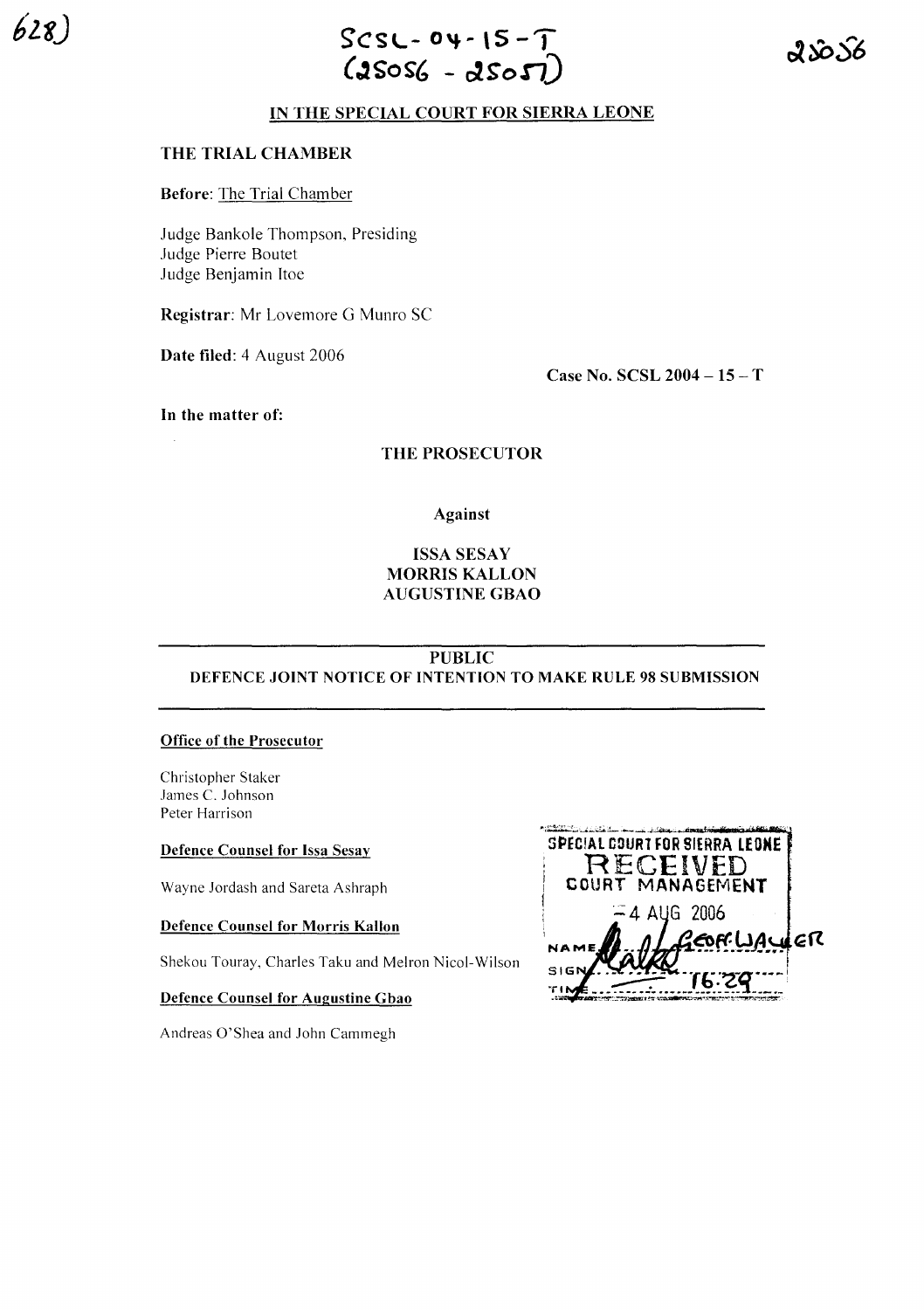628)

SCSL-04-15-T
(25056 - 25057)

25056

## IN THE SPECIAL COURT FOR SIERRA LEONE

**THE TRIAL CHAMBER**

**Before**: The Trial Chamber

Judge Bankole Thompson, Presiding
Judge Pierre Boutet
Judge Benjamin Itoe

**Registrar**: Mr Lovemore G Munro SC

**Date filed**: 4 August 2006

**Case No. SCSL 2004 – 15 – T**

**In the matter of:**

**THE PROSECUTOR**

**Against**

**ISSA SESAY**
**MORRIS KALLON**
**AUGUSTINE GBAO**

**PUBLIC**
**DEFENCE JOINT NOTICE OF INTENTION TO MAKE RULE 98 SUBMISSION**

**Office of the Prosecutor**

Christopher Staker
James C. Johnson
Peter Harrison

**Defence Counsel for Issa Sesay**

Wayne Jordash and Sareta Ashraph

**Defence Counsel for Morris Kallon**

Shekou Touray, Charles Taku and Melron Nicol-Wilson

**Defence Counsel for Augustine Gbao**

Andreas O'Shea and John Cammegh

SPECIAL COURT FOR SIERRA LEONE
RECEIVED
COURT MANAGEMENT
4 AUG 2006
NAME GEOFF. WALKER
SIGN
TIME 16:29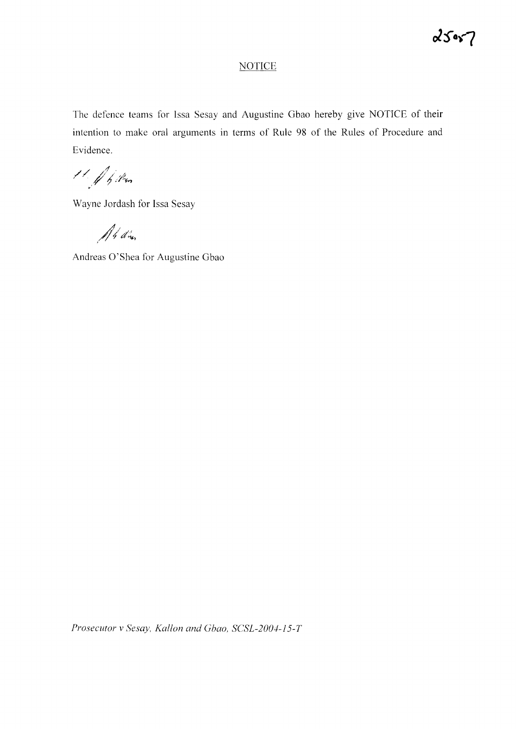## NOTICE

The defence teams for Issa Sesay and Augustine Gbao hereby give NOTICE of their intention to make oral arguments in terms of Rule 98 of the Rules of Procedure and Evidence.

Wayne Jordash for Issa Sesay

Andreas O'Shea for Augustine Gbao

*Prosecutor v Sesay, Kallon and Gbao, SCSL-2004-15-T*